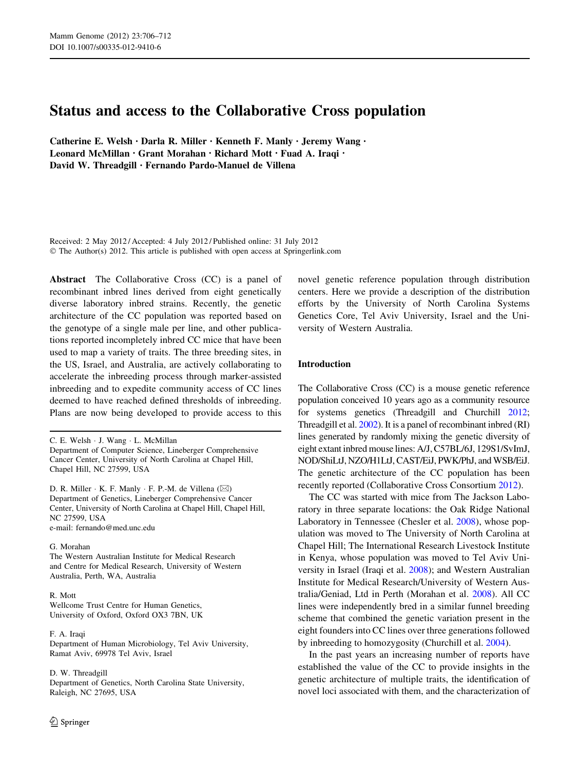# Status and access to the Collaborative Cross population

**Catherine E. Welsh · Darla R. Miller · Kenneth F. Manly · Jeremy Wang · Leonard McMillan · Grant Morahan · Richard Mott · Fuad A. Iraqi · David W. Threadgill · Fernando Pardo-Manuel de Villena**

Received: 2 May 2012 / Accepted: 4 July 2012 / Published online: 31 July 2012
© The Author(s) 2012. This article is published with open access at Springerlink.com

**Abstract** The Collaborative Cross (CC) is a panel of recombinant inbred lines derived from eight genetically diverse laboratory inbred strains. Recently, the genetic architecture of the CC population was reported based on the genotype of a single male per line, and other publications reported incompletely inbred CC mice that have been used to map a variety of traits. The three breeding sites, in the US, Israel, and Australia, are actively collaborating to accelerate the inbreeding process through marker-assisted inbreeding and to expedite community access of CC lines deemed to have reached defined thresholds of inbreeding. Plans are now being developed to provide access to this novel genetic reference population through distribution centers. Here we provide a description of the distribution efforts by the University of North Carolina Systems Genetics Core, Tel Aviv University, Israel and the University of Western Australia.

C. E. Welsh · J. Wang · L. McMillan
Department of Computer Science, Lineberger Comprehensive Cancer Center, University of North Carolina at Chapel Hill, Chapel Hill, NC 27599, USA

D. R. Miller · K. F. Manly · F. P.-M. de Villena (✉)
Department of Genetics, Lineberger Comprehensive Cancer Center, University of North Carolina at Chapel Hill, Chapel Hill, NC 27599, USA
e-mail: fernando@med.unc.edu

G. Morahan
The Western Australian Institute for Medical Research and Centre for Medical Research, University of Western Australia, Perth, WA, Australia

R. Mott
Wellcome Trust Centre for Human Genetics, University of Oxford, Oxford OX3 7BN, UK

F. A. Iraqi
Department of Human Microbiology, Tel Aviv University, Ramat Aviv, 69978 Tel Aviv, Israel

D. W. Threadgill
Department of Genetics, North Carolina State University, Raleigh, NC 27695, USA

## Introduction

The Collaborative Cross (CC) is a mouse genetic reference population conceived 10 years ago as a community resource for systems genetics (Threadgill and Churchill 2012; Threadgill et al. 2002). It is a panel of recombinant inbred (RI) lines generated by randomly mixing the genetic diversity of eight extant inbred mouse lines: A/J, C57BL/6J, 129S1/SvImJ, NOD/ShiLtJ, NZO/H1LtJ, CAST/EiJ, PWK/PhJ, and WSB/EiJ. The genetic architecture of the CC population has been recently reported (Collaborative Cross Consortium 2012).

The CC was started with mice from The Jackson Laboratory in three separate locations: the Oak Ridge National Laboratory in Tennessee (Chesler et al. 2008), whose population was moved to The University of North Carolina at Chapel Hill; The International Research Livestock Institute in Kenya, whose population was moved to Tel Aviv University in Israel (Iraqi et al. 2008); and Western Australian Institute for Medical Research/University of Western Australia/Geniad, Ltd in Perth (Morahan et al. 2008). All CC lines were independently bred in a similar funnel breeding scheme that combined the genetic variation present in the eight founders into CC lines over three generations followed by inbreeding to homozygosity (Churchill et al. 2004).

In the past years an increasing number of reports have established the value of the CC to provide insights in the genetic architecture of multiple traits, the identification of novel loci associated with them, and the characterization of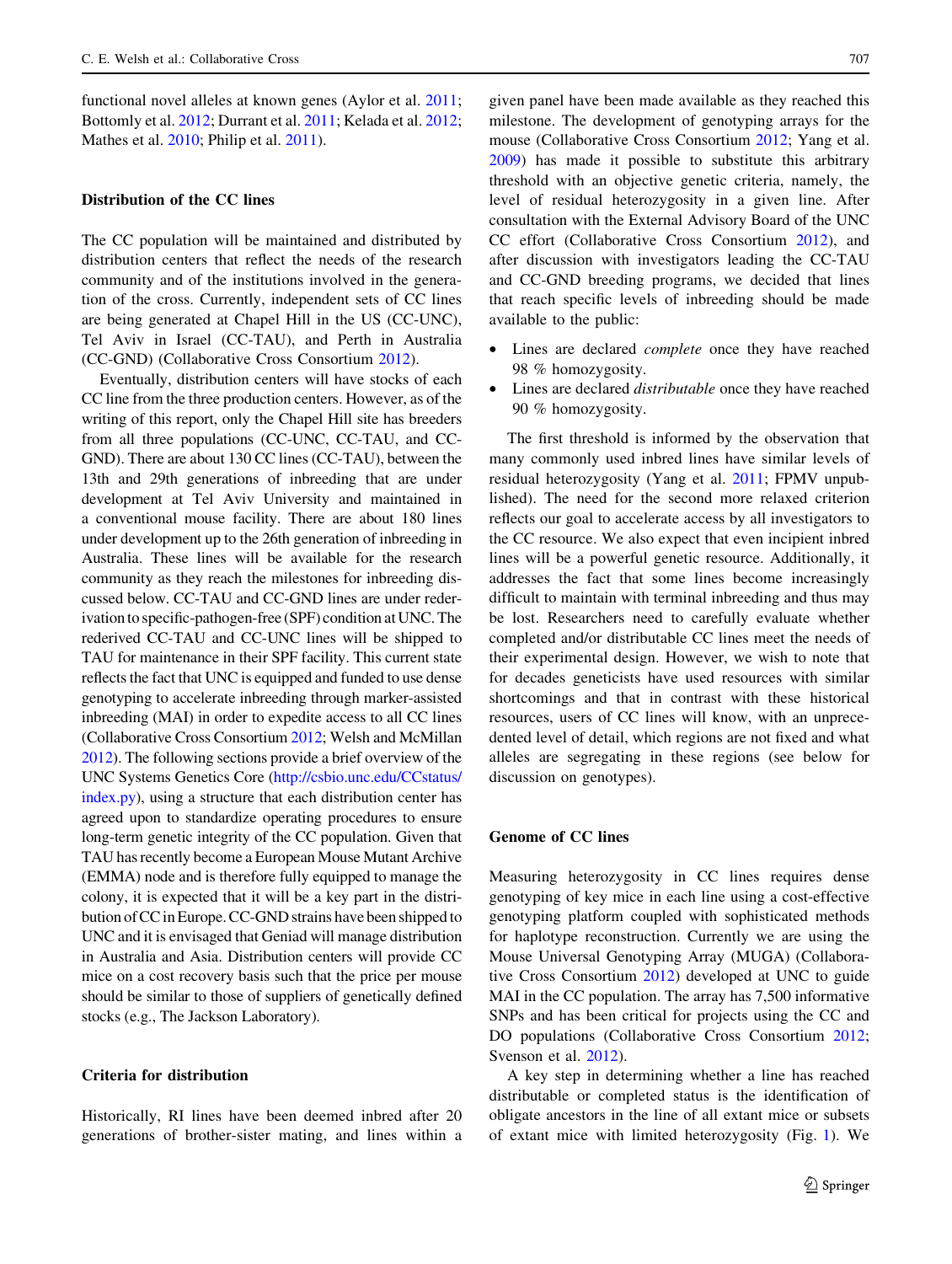functional novel alleles at known genes (Aylor et al. 2011; Bottomly et al. 2012; Durrant et al. 2011; Kelada et al. 2012; Mathes et al. 2010; Philip et al. 2011).

## Distribution of the CC lines

The CC population will be maintained and distributed by distribution centers that reflect the needs of the research community and of the institutions involved in the generation of the cross. Currently, independent sets of CC lines are being generated at Chapel Hill in the US (CC-UNC), Tel Aviv in Israel (CC-TAU), and Perth in Australia (CC-GND) (Collaborative Cross Consortium 2012).

Eventually, distribution centers will have stocks of each CC line from the three production centers. However, as of the writing of this report, only the Chapel Hill site has breeders from all three populations (CC-UNC, CC-TAU, and CC-GND). There are about 130 CC lines (CC-TAU), between the 13th and 29th generations of inbreeding that are under development at Tel Aviv University and maintained in a conventional mouse facility. There are about 180 lines under development up to the 26th generation of inbreeding in Australia. These lines will be available for the research community as they reach the milestones for inbreeding discussed below. CC-TAU and CC-GND lines are under rederivation to specific-pathogen-free (SPF) condition at UNC. The rederived CC-TAU and CC-UNC lines will be shipped to TAU for maintenance in their SPF facility. This current state reflects the fact that UNC is equipped and funded to use dense genotyping to accelerate inbreeding through marker-assisted inbreeding (MAI) in order to expedite access to all CC lines (Collaborative Cross Consortium 2012; Welsh and McMillan 2012). The following sections provide a brief overview of the UNC Systems Genetics Core (http://csbio.unc.edu/CCstatus/index.py), using a structure that each distribution center has agreed upon to standardize operating procedures to ensure long-term genetic integrity of the CC population. Given that TAU has recently become a European Mouse Mutant Archive (EMMA) node and is therefore fully equipped to manage the colony, it is expected that it will be a key part in the distribution of CC in Europe. CC-GND strains have been shipped to UNC and it is envisaged that Geniad will manage distribution in Australia and Asia. Distribution centers will provide CC mice on a cost recovery basis such that the price per mouse should be similar to those of suppliers of genetically defined stocks (e.g., The Jackson Laboratory).

## Criteria for distribution

Historically, RI lines have been deemed inbred after 20 generations of brother-sister mating, and lines within a given panel have been made available as they reached this milestone. The development of genotyping arrays for the mouse (Collaborative Cross Consortium 2012; Yang et al. 2009) has made it possible to substitute this arbitrary threshold with an objective genetic criteria, namely, the level of residual heterozygosity in a given line. After consultation with the External Advisory Board of the UNC CC effort (Collaborative Cross Consortium 2012), and after discussion with investigators leading the CC-TAU and CC-GND breeding programs, we decided that lines that reach specific levels of inbreeding should be made available to the public:

- Lines are declared *complete* once they have reached 98 % homozygosity.
- Lines are declared *distributable* once they have reached 90 % homozygosity.

The first threshold is informed by the observation that many commonly used inbred lines have similar levels of residual heterozygosity (Yang et al. 2011; FPMV unpublished). The need for the second more relaxed criterion reflects our goal to accelerate access by all investigators to the CC resource. We also expect that even incipient inbred lines will be a powerful genetic resource. Additionally, it addresses the fact that some lines become increasingly difficult to maintain with terminal inbreeding and thus may be lost. Researchers need to carefully evaluate whether completed and/or distributable CC lines meet the needs of their experimental design. However, we wish to note that for decades geneticists have used resources with similar shortcomings and that in contrast with these historical resources, users of CC lines will know, with an unprecedented level of detail, which regions are not fixed and what alleles are segregating in these regions (see below for discussion on genotypes).

## Genome of CC lines

Measuring heterozygosity in CC lines requires dense genotyping of key mice in each line using a cost-effective genotyping platform coupled with sophisticated methods for haplotype reconstruction. Currently we are using the Mouse Universal Genotyping Array (MUGA) (Collaborative Cross Consortium 2012) developed at UNC to guide MAI in the CC population. The array has 7,500 informative SNPs and has been critical for projects using the CC and DO populations (Collaborative Cross Consortium 2012; Svenson et al. 2012).

A key step in determining whether a line has reached distributable or completed status is the identification of obligate ancestors in the line of all extant mice or subsets of extant mice with limited heterozygosity (Fig. 1). We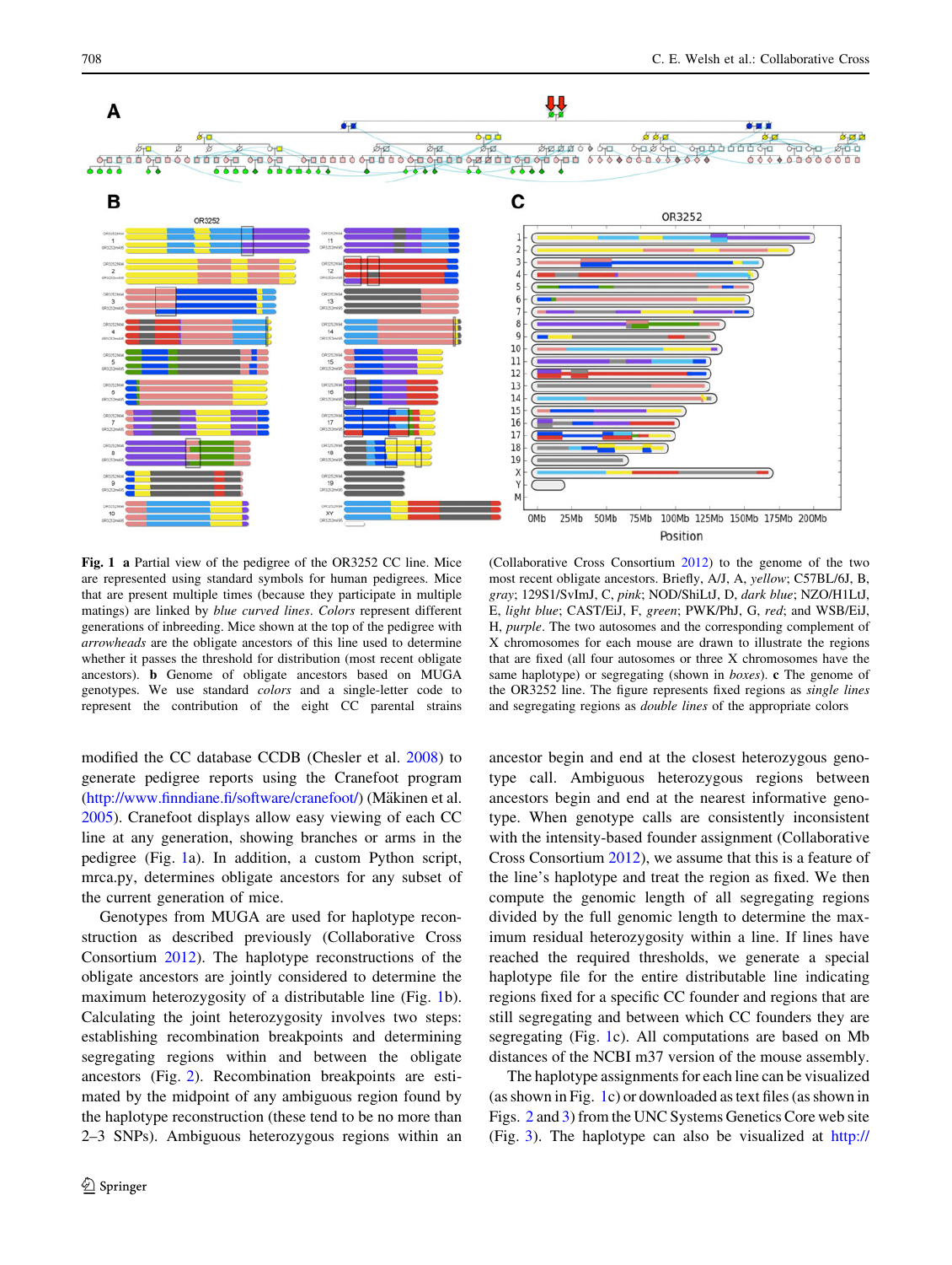**Fig. 1** **a** Partial view of the pedigree of the OR3252 CC line. Mice are represented using standard symbols for human pedigrees. Mice that are present multiple times (because they participate in multiple matings) are linked by *blue curved lines*. *Colors* represent different generations of inbreeding. Mice shown at the top of the pedigree with *arrowheads* are the obligate ancestors of this line used to determine whether it passes the threshold for distribution (most recent obligate ancestors). **b** Genome of obligate ancestors based on MUGA genotypes. We use standard *colors* and a single-letter code to represent the contribution of the eight CC parental strains (Collaborative Cross Consortium 2012) to the genome of the two most recent obligate ancestors. Briefly, A/J, A, *yellow*; C57BL/6J, B, *gray*; 129S1/SvImJ, C, *pink*; NOD/ShiLtJ, D, *dark blue*; NZO/H1LtJ, E, *light blue*; CAST/EiJ, F, *green*; PWK/PhJ, G, *red*; and WSB/EiJ, H, *purple*. The two autosomes and the corresponding complement of X chromosomes for each mouse are drawn to illustrate the regions that are fixed (all four autosomes or three X chromosomes have the same haplotype) or segregating (shown in *boxes*). **c** The genome of the OR3252 line. The figure represents fixed regions as *single lines* and segregating regions as *double lines* of the appropriate colors

modified the CC database CCDB (Chesler et al. 2008) to generate pedigree reports using the Cranefoot program (http://www.finndiane.fi/software/cranefoot/) (Mäkinen et al. 2005). Cranefoot displays allow easy viewing of each CC line at any generation, showing branches or arms in the pedigree (Fig. 1a). In addition, a custom Python script, mrca.py, determines obligate ancestors for any subset of the current generation of mice.

Genotypes from MUGA are used for haplotype reconstruction as described previously (Collaborative Cross Consortium 2012). The haplotype reconstructions of the obligate ancestors are jointly considered to determine the maximum heterozygosity of a distributable line (Fig. 1b). Calculating the joint heterozygosity involves two steps: establishing recombination breakpoints and determining segregating regions within and between the obligate ancestors (Fig. 2). Recombination breakpoints are estimated by the midpoint of any ambiguous region found by the haplotype reconstruction (these tend to be no more than 2–3 SNPs). Ambiguous heterozygous regions within an ancestor begin and end at the closest heterozygous genotype call. Ambiguous heterozygous regions between ancestors begin and end at the nearest informative genotype. When genotype calls are consistently inconsistent with the intensity-based founder assignment (Collaborative Cross Consortium 2012), we assume that this is a feature of the line's haplotype and treat the region as fixed. We then compute the genomic length of all segregating regions divided by the full genomic length to determine the maximum residual heterozygosity within a line. If lines have reached the required thresholds, we generate a special haplotype file for the entire distributable line indicating regions fixed for a specific CC founder and regions that are still segregating and between which CC founders they are segregating (Fig. 1c). All computations are based on Mb distances of the NCBI m37 version of the mouse assembly.

The haplotype assignments for each line can be visualized (as shown in Fig. 1c) or downloaded as text files (as shown in Figs. 2 and 3) from the UNC Systems Genetics Core web site (Fig. 3). The haplotype can also be visualized at http://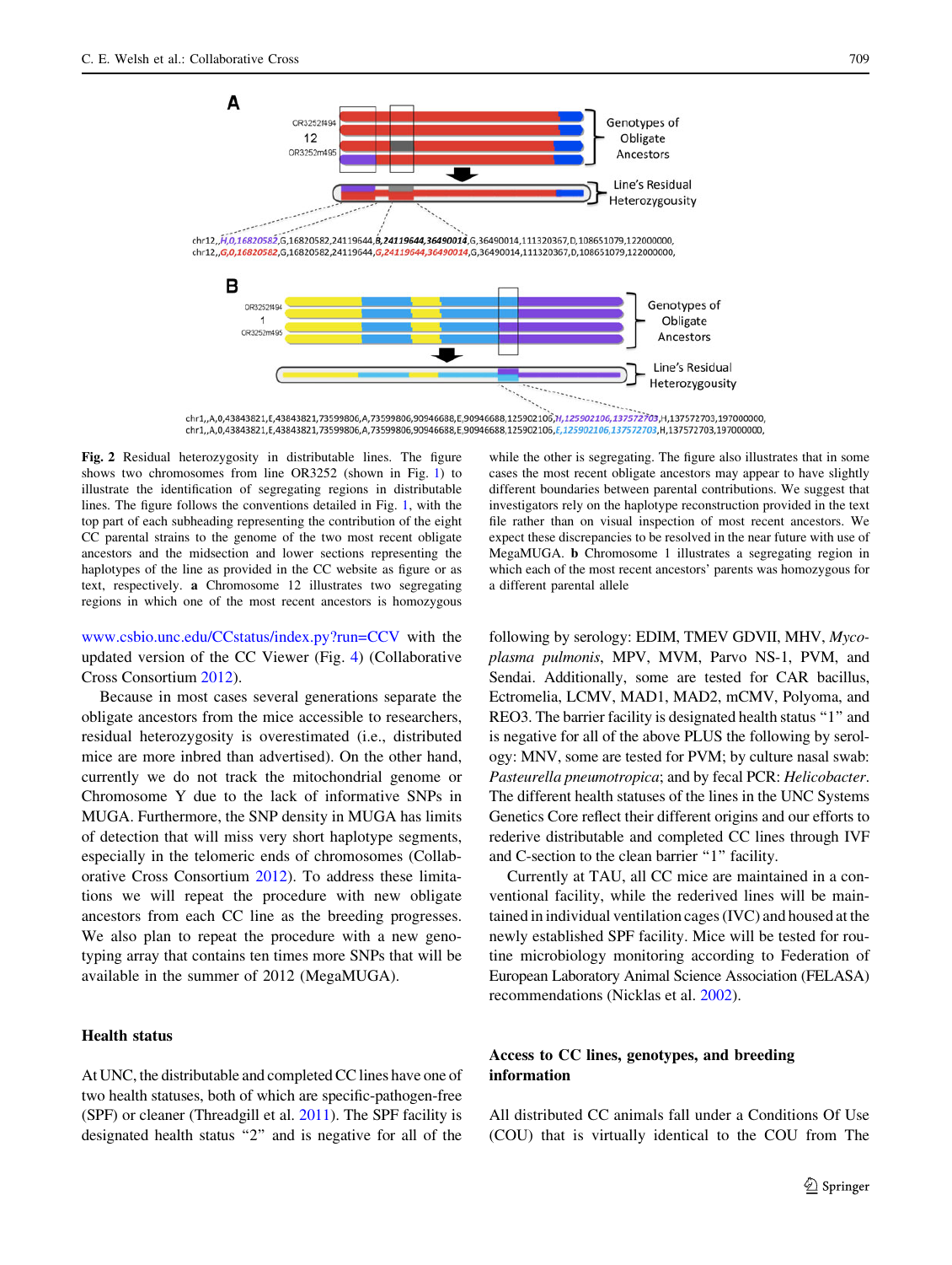**Fig. 2** Residual heterozygosity in distributable lines. The figure shows two chromosomes from line OR3252 (shown in Fig. 1) to illustrate the identification of segregating regions in distributable lines. The figure follows the conventions detailed in Fig. 1, with the top part of each subheading representing the contribution of the eight CC parental strains to the genome of the two most recent obligate ancestors and the midsection and lower sections representing the haplotypes of the line as provided in the CC website as figure or as text, respectively. **a** Chromosome 12 illustrates two segregating regions in which one of the most recent ancestors is homozygous while the other is segregating. The figure also illustrates that in some cases the most recent obligate ancestors may appear to have slightly different boundaries between parental contributions. We suggest that investigators rely on the haplotype reconstruction provided in the text file rather than on visual inspection of most recent ancestors. We expect these discrepancies to be resolved in the near future with use of MegaMUGA. **b** Chromosome 1 illustrates a segregating region in which each of the most recent ancestors' parents was homozygous for a different parental allele

www.csbio.unc.edu/CCstatus/index.py?run=CCV with the updated version of the CC Viewer (Fig. 4) (Collaborative Cross Consortium 2012).

Because in most cases several generations separate the obligate ancestors from the mice accessible to researchers, residual heterozygosity is overestimated (i.e., distributed mice are more inbred than advertised). On the other hand, currently we do not track the mitochondrial genome or Chromosome Y due to the lack of informative SNPs in MUGA. Furthermore, the SNP density in MUGA has limits of detection that will miss very short haplotype segments, especially in the telomeric ends of chromosomes (Collaborative Cross Consortium 2012). To address these limitations we will repeat the procedure with new obligate ancestors from each CC line as the breeding progresses. We also plan to repeat the procedure with a new genotyping array that contains ten times more SNPs that will be available in the summer of 2012 (MegaMUGA).

## Health status

At UNC, the distributable and completed CC lines have one of two health statuses, both of which are specific-pathogen-free (SPF) or cleaner (Threadgill et al. 2011). The SPF facility is designated health status "2" and is negative for all of the following by serology: EDIM, TMEV GDVII, MHV, *Mycoplasma pulmonis*, MPV, MVM, Parvo NS-1, PVM, and Sendai. Additionally, some are tested for CAR bacillus, Ectromelia, LCMV, MAD1, MAD2, mCMV, Polyoma, and REO3. The barrier facility is designated health status "1" and is negative for all of the above PLUS the following by serology: MNV, some are tested for PVM; by culture nasal swab: *Pasteurella pneumotropica*; and by fecal PCR: *Helicobacter*. The different health statuses of the lines in the UNC Systems Genetics Core reflect their different origins and our efforts to rederive distributable and completed CC lines through IVF and C-section to the clean barrier "1" facility.

Currently at TAU, all CC mice are maintained in a conventional facility, while the rederived lines will be maintained in individual ventilation cages (IVC) and housed at the newly established SPF facility. Mice will be tested for routine microbiology monitoring according to Federation of European Laboratory Animal Science Association (FELASA) recommendations (Nicklas et al. 2002).

## Access to CC lines, genotypes, and breeding information

All distributed CC animals fall under a Conditions Of Use (COU) that is virtually identical to the COU from The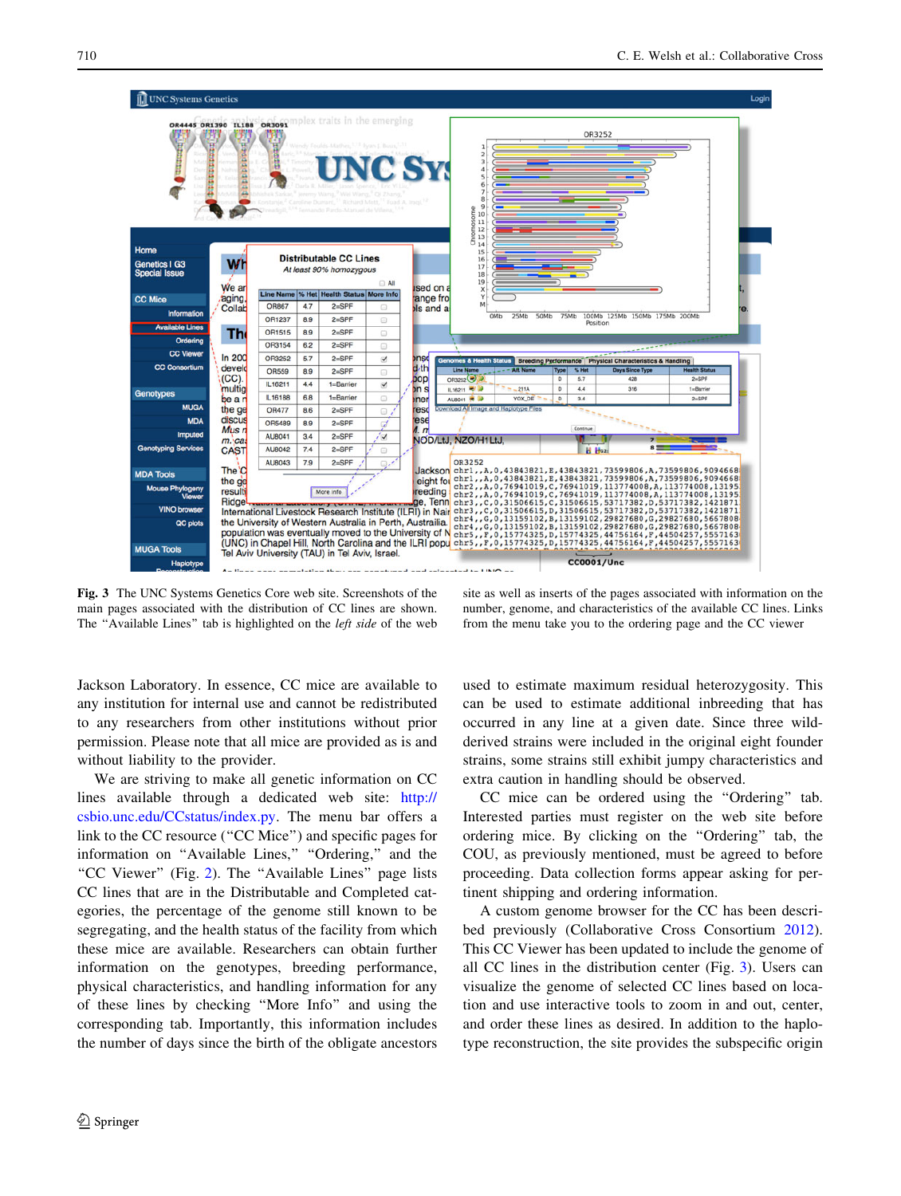**Fig. 3** The UNC Systems Genetics Core web site. Screenshots of the main pages associated with the distribution of CC lines are shown. The "Available Lines" tab is highlighted on the *left side* of the web site as well as inserts of the pages associated with information on the number, genome, and characteristics of the available CC lines. Links from the menu take you to the ordering page and the CC viewer

Jackson Laboratory. In essence, CC mice are available to any institution for internal use and cannot be redistributed to any researchers from other institutions without prior permission. Please note that all mice are provided as is and without liability to the provider.

We are striving to make all genetic information on CC lines available through a dedicated web site: http://csbio.unc.edu/CCstatus/index.py. The menu bar offers a link to the CC resource ("CC Mice") and specific pages for information on "Available Lines," "Ordering," and the "CC Viewer" (Fig. 2). The "Available Lines" page lists CC lines that are in the Distributable and Completed categories, the percentage of the genome still known to be segregating, and the health status of the facility from which these mice are available. Researchers can obtain further information on the genotypes, breeding performance, physical characteristics, and handling information for any of these lines by checking "More Info" and using the corresponding tab. Importantly, this information includes the number of days since the birth of the obligate ancestors used to estimate maximum residual heterozygosity. This can be used to estimate additional inbreeding that has occurred in any line at a given date. Since three wild-derived strains were included in the original eight founder strains, some strains still exhibit jumpy characteristics and extra caution in handling should be observed.

CC mice can be ordered using the "Ordering" tab. Interested parties must register on the web site before ordering mice. By clicking on the "Ordering" tab, the COU, as previously mentioned, must be agreed to before proceeding. Data collection forms appear asking for pertinent shipping and ordering information.

A custom genome browser for the CC has been described previously (Collaborative Cross Consortium 2012). This CC Viewer has been updated to include the genome of all CC lines in the distribution center (Fig. 3). Users can visualize the genome of selected CC lines based on location and use interactive tools to zoom in and out, center, and order these lines as desired. In addition to the haplotype reconstruction, the site provides the subspecific origin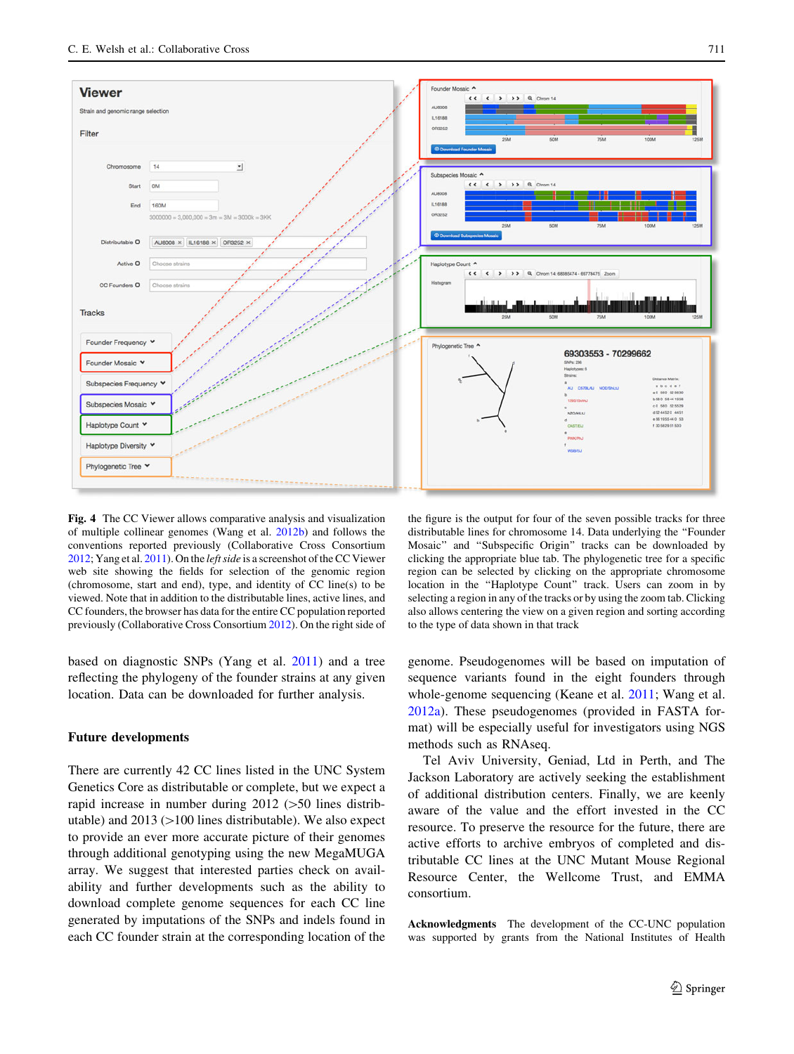**Fig. 4** The CC Viewer allows comparative analysis and visualization of multiple collinear genomes (Wang et al. 2012b) and follows the conventions reported previously (Collaborative Cross Consortium 2012; Yang et al. 2011). On the *left side* is a screenshot of the CC Viewer web site showing the fields for selection of the genomic region (chromosome, start and end), type, and identity of CC line(s) to be viewed. Note that in addition to the distributable lines, active lines, and CC founders, the browser has data for the entire CC population reported previously (Collaborative Cross Consortium 2012). On the right side of the figure is the output for four of the seven possible tracks for three distributable lines for chromosome 14. Data underlying the "Founder Mosaic" and "Subspecific Origin" tracks can be downloaded by clicking the appropriate blue tab. The phylogenetic tree for a specific region can be selected by clicking on the appropriate chromosome location in the "Haplotype Count" track. Users can zoom in by selecting a region in any of the tracks or by using the zoom tab. Clicking also allows centering the view on a given region and sorting according to the type of data shown in that track

based on diagnostic SNPs (Yang et al. 2011) and a tree reflecting the phylogeny of the founder strains at any given location. Data can be downloaded for further analysis.

## Future developments

There are currently 42 CC lines listed in the UNC System Genetics Core as distributable or complete, but we expect a rapid increase in number during 2012 (>50 lines distributable) and 2013 (>100 lines distributable). We also expect to provide an ever more accurate picture of their genomes through additional genotyping using the new MegaMUGA array. We suggest that interested parties check on availability and further developments such as the ability to download complete genome sequences for each CC line generated by imputations of the SNPs and indels found in each CC founder strain at the corresponding location of the genome. Pseudogenomes will be based on imputation of sequence variants found in the eight founders through whole-genome sequencing (Keane et al. 2011; Wang et al. 2012a). These pseudogenomes (provided in FASTA format) will be especially useful for investigators using NGS methods such as RNAseq.

Tel Aviv University, Geniad, Ltd in Perth, and The Jackson Laboratory are actively seeking the establishment of additional distribution centers. Finally, we are keenly aware of the value and the effort invested in the CC resource. To preserve the resource for the future, there are active efforts to archive embryos of completed and distributable CC lines at the UNC Mutant Mouse Regional Resource Center, the Wellcome Trust, and EMMA consortium.

**Acknowledgments** The development of the CC-UNC population was supported by grants from the National Institutes of Health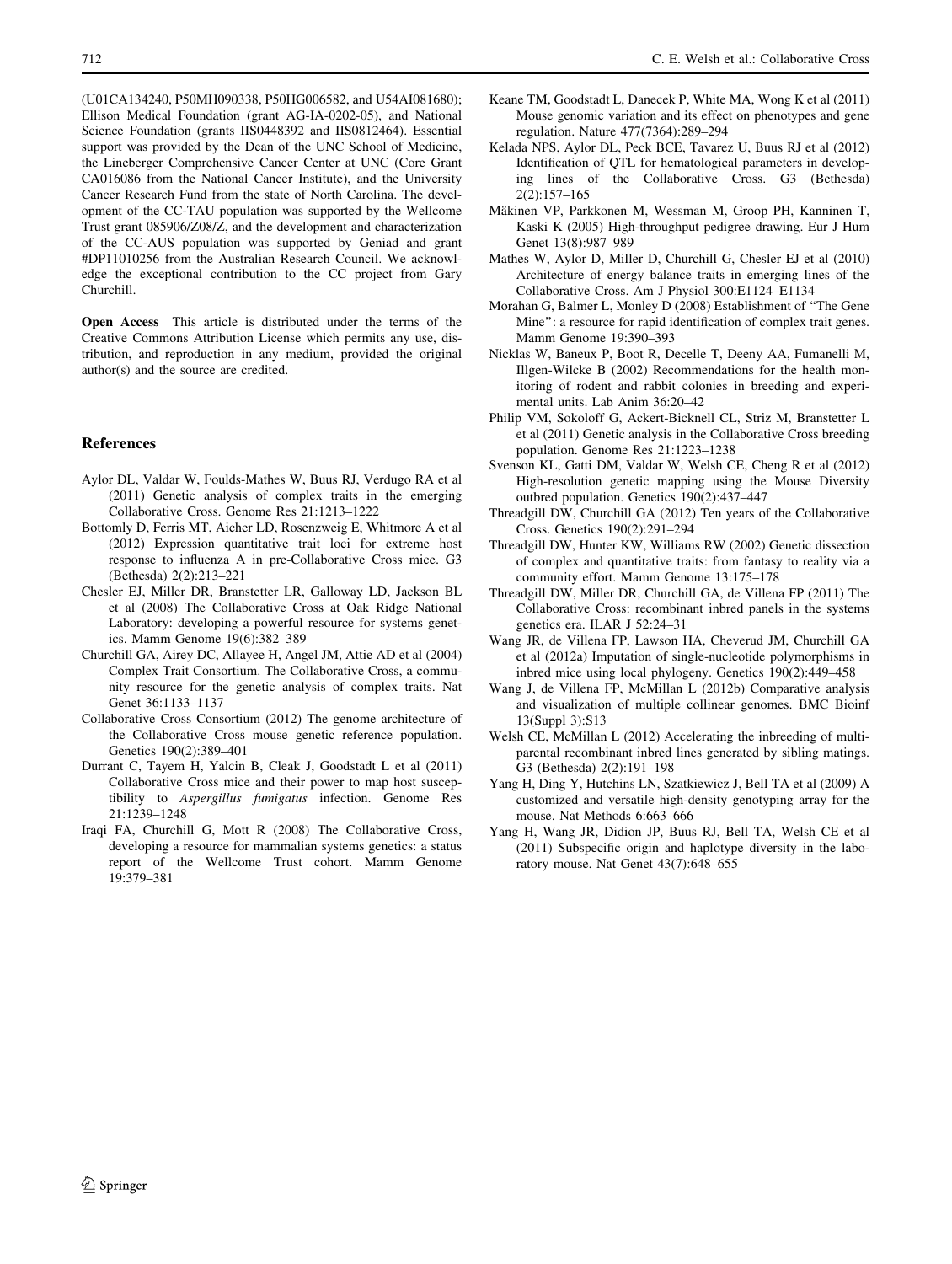(U01CA134240, P50MH090338, P50HG006582, and U54AI081680); Ellison Medical Foundation (grant AG-IA-0202-05), and National Science Foundation (grants IIS0448392 and IIS0812464). Essential support was provided by the Dean of the UNC School of Medicine, the Lineberger Comprehensive Cancer Center at UNC (Core Grant CA016086 from the National Cancer Institute), and the University Cancer Research Fund from the state of North Carolina. The development of the CC-TAU population was supported by the Wellcome Trust grant 085906/Z08/Z, and the development and characterization of the CC-AUS population was supported by Geniad and grant #DP11010256 from the Australian Research Council. We acknowledge the exceptional contribution to the CC project from Gary Churchill.

**Open Access** This article is distributed under the terms of the Creative Commons Attribution License which permits any use, distribution, and reproduction in any medium, provided the original author(s) and the source are credited.

## References

Aylor DL, Valdar W, Foulds-Mathes W, Buus RJ, Verdugo RA et al (2011) Genetic analysis of complex traits in the emerging Collaborative Cross. Genome Res 21:1213–1222

Bottomly D, Ferris MT, Aicher LD, Rosenzweig E, Whitmore A et al (2012) Expression quantitative trait loci for extreme host response to influenza A in pre-Collaborative Cross mice. G3 (Bethesda) 2(2):213–221

Chesler EJ, Miller DR, Branstetter LR, Galloway LD, Jackson BL et al (2008) The Collaborative Cross at Oak Ridge National Laboratory: developing a powerful resource for systems genetics. Mamm Genome 19(6):382–389

Churchill GA, Airey DC, Allayee H, Angel JM, Attie AD et al (2004) Complex Trait Consortium. The Collaborative Cross, a community resource for the genetic analysis of complex traits. Nat Genet 36:1133–1137

Collaborative Cross Consortium (2012) The genome architecture of the Collaborative Cross mouse genetic reference population. Genetics 190(2):389–401

Durrant C, Tayem H, Yalcin B, Cleak J, Goodstadt L et al (2011) Collaborative Cross mice and their power to map host susceptibility to *Aspergillus fumigatus* infection. Genome Res 21:1239–1248

Iraqi FA, Churchill G, Mott R (2008) The Collaborative Cross, developing a resource for mammalian systems genetics: a status report of the Wellcome Trust cohort. Mamm Genome 19:379–381

Keane TM, Goodstadt L, Danecek P, White MA, Wong K et al (2011) Mouse genomic variation and its effect on phenotypes and gene regulation. Nature 477(7364):289–294

Kelada NPS, Aylor DL, Peck BCE, Tavarez U, Buus RJ et al (2012) Identification of QTL for hematological parameters in developing lines of the Collaborative Cross. G3 (Bethesda) 2(2):157–165

Mäkinen VP, Parkkonen M, Wessman M, Groop PH, Kanninen T, Kaski K (2005) High-throughput pedigree drawing. Eur J Hum Genet 13(8):987–989

Mathes W, Aylor D, Miller D, Churchill G, Chesler EJ et al (2010) Architecture of energy balance traits in emerging lines of the Collaborative Cross. Am J Physiol 300:E1124–E1134

Morahan G, Balmer L, Monley D (2008) Establishment of "The Gene Mine": a resource for rapid identification of complex trait genes. Mamm Genome 19:390–393

Nicklas W, Baneux P, Boot R, Decelle T, Deeny AA, Fumanelli M, Illgen-Wilcke B (2002) Recommendations for the health monitoring of rodent and rabbit colonies in breeding and experimental units. Lab Anim 36:20–42

Philip VM, Sokoloff G, Ackert-Bicknell CL, Striz M, Branstetter L et al (2011) Genetic analysis in the Collaborative Cross breeding population. Genome Res 21:1223–1238

Svenson KL, Gatti DM, Valdar W, Welsh CE, Cheng R et al (2012) High-resolution genetic mapping using the Mouse Diversity outbred population. Genetics 190(2):437–447

Threadgill DW, Churchill GA (2012) Ten years of the Collaborative Cross. Genetics 190(2):291–294

Threadgill DW, Hunter KW, Williams RW (2002) Genetic dissection of complex and quantitative traits: from fantasy to reality via a community effort. Mamm Genome 13:175–178

Threadgill DW, Miller DR, Churchill GA, de Villena FP (2011) The Collaborative Cross: recombinant inbred panels in the systems genetics era. ILAR J 52:24–31

Wang JR, de Villena FP, Lawson HA, Cheverud JM, Churchill GA et al (2012a) Imputation of single-nucleotide polymorphisms in inbred mice using local phylogeny. Genetics 190(2):449–458

Wang J, de Villena FP, McMillan L (2012b) Comparative analysis and visualization of multiple collinear genomes. BMC Bioinf 13(Suppl 3):S13

Welsh CE, McMillan L (2012) Accelerating the inbreeding of multi-parental recombinant inbred lines generated by sibling matings. G3 (Bethesda) 2(2):191–198

Yang H, Ding Y, Hutchins LN, Szatkiewicz J, Bell TA et al (2009) A customized and versatile high-density genotyping array for the mouse. Nat Methods 6:663–666

Yang H, Wang JR, Didion JP, Buus RJ, Bell TA, Welsh CE et al (2011) Subspecific origin and haplotype diversity in the laboratory mouse. Nat Genet 43(7):648–655